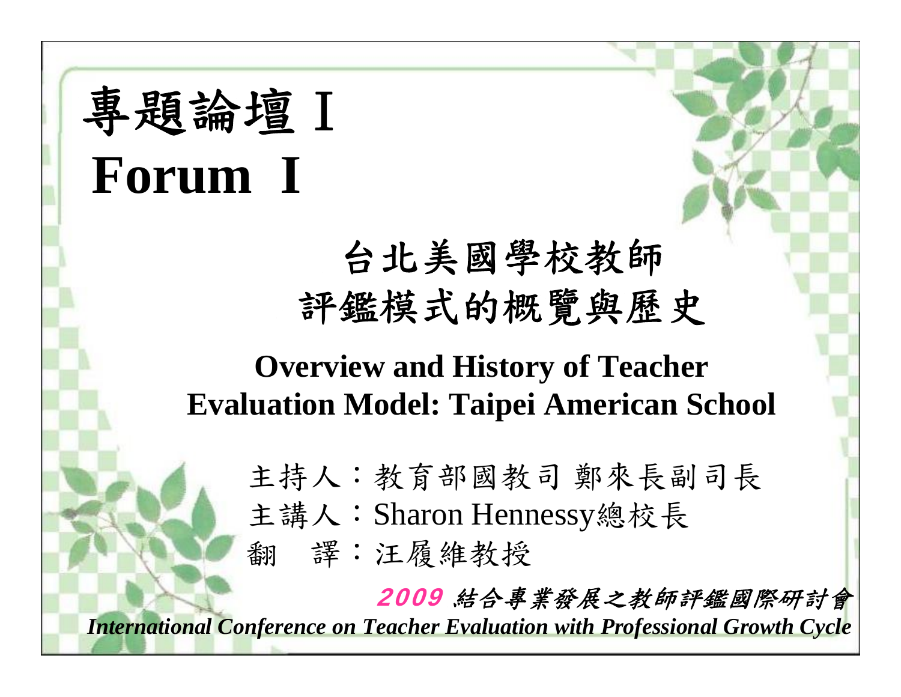# 專題論壇Ⅰ
# Forum Ⅰ

## 台北美國學校教師評鑑模式的概覽與歷史

## Overview and History of Teacher Evaluation Model: Taipei American School

主持人：教育部國教司 鄭來長副司長

主講人：Sharon Hennessy總校長

翻　譯：汪履維教授

***2009 結合專業發展之教師評鑑國際研討會***

***International Conference on Teacher Evaluation with Professional Growth Cycle***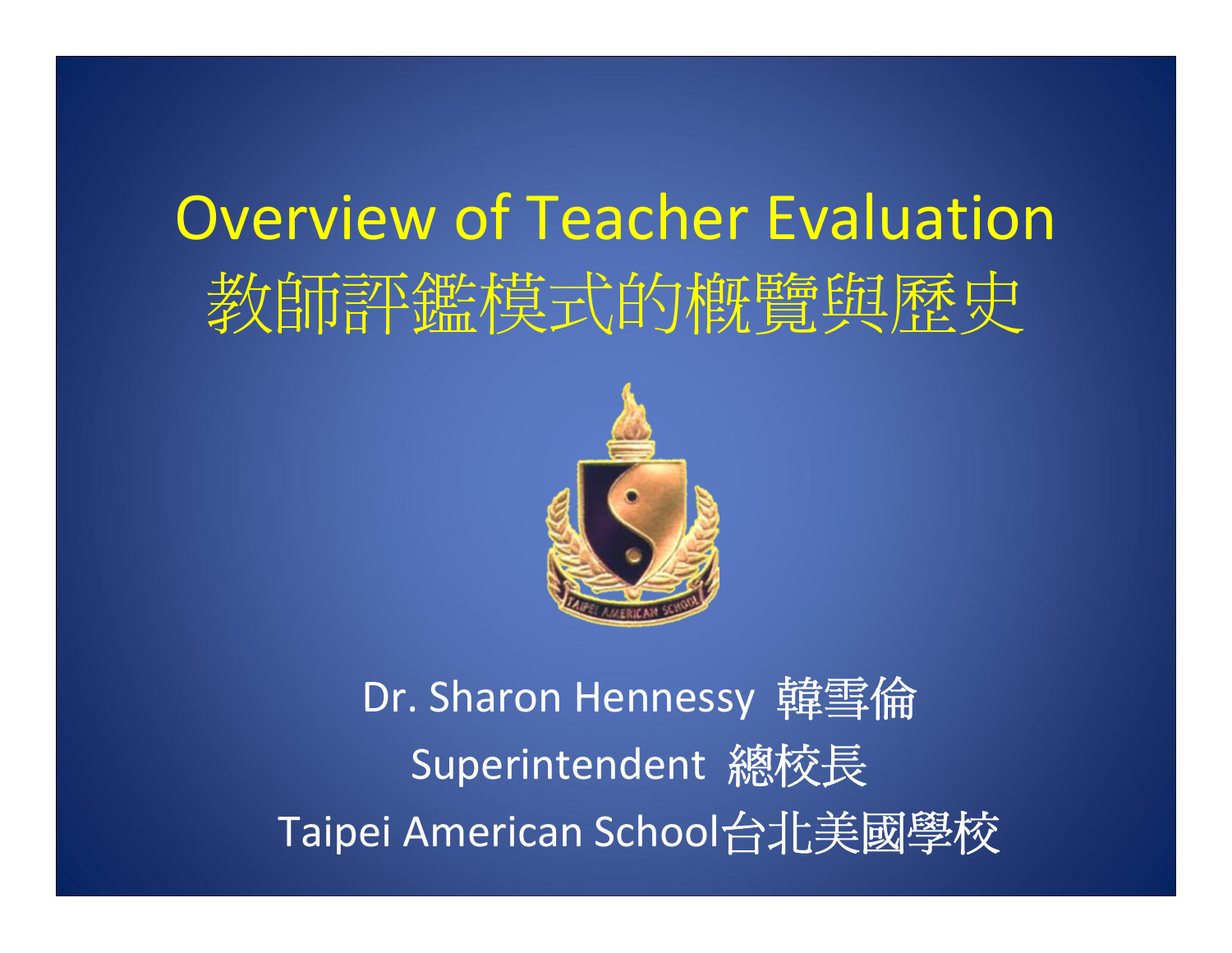# Overview of Teacher Evaluation
# 教師評鑑模式的概覽與歷史

Dr. Sharon Hennessy 韓雪倫

Superintendent 總校長

Taipei American School台北美國學校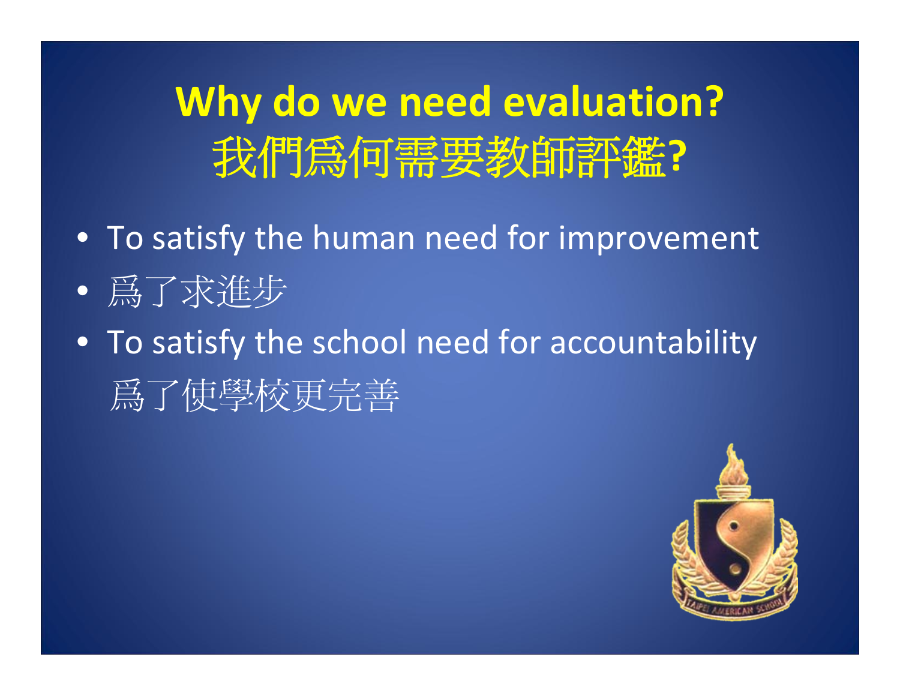# Why do we need evaluation?
# 我們爲何需要教師評鑑?

- To satisfy the human need for improvement
- 爲了求進步
- To satisfy the school need for accountability
  爲了使學校更完善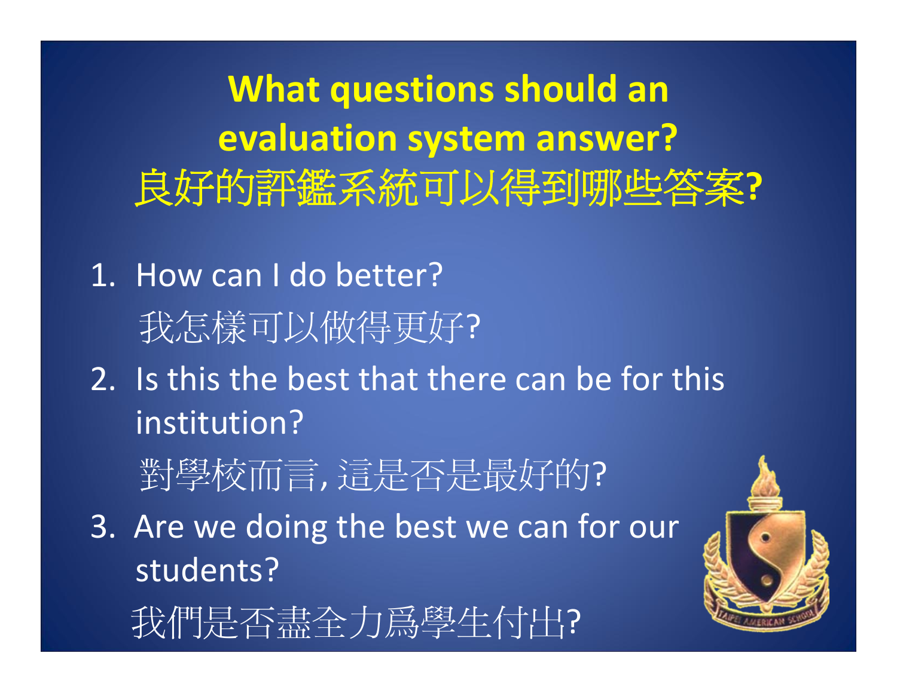# What questions should an evaluation system answer?
# 良好的評鑑系統可以得到哪些答案?

1. How can I do better?

   我怎樣可以做得更好?

2. Is this the best that there can be for this institution?

   對學校而言, 這是否是最好的?

3. Are we doing the best we can for our students?

   我們是否盡全力爲學生付出?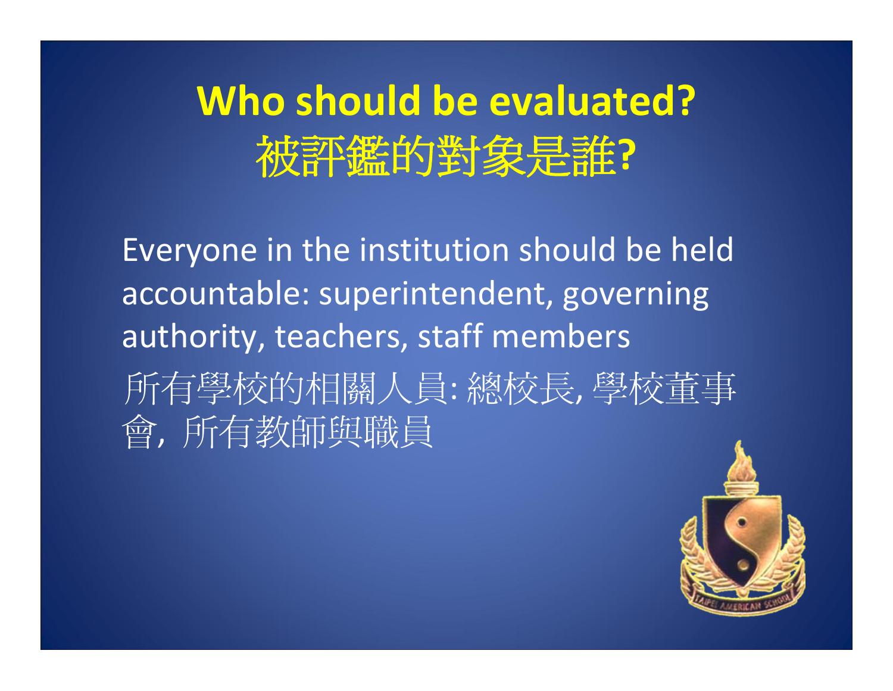# Who should be evaluated?
# 被評鑑的對象是誰?

Everyone in the institution should be held accountable: superintendent, governing authority, teachers, staff members

所有學校的相關人員: 總校長, 學校董事會, 所有教師與職員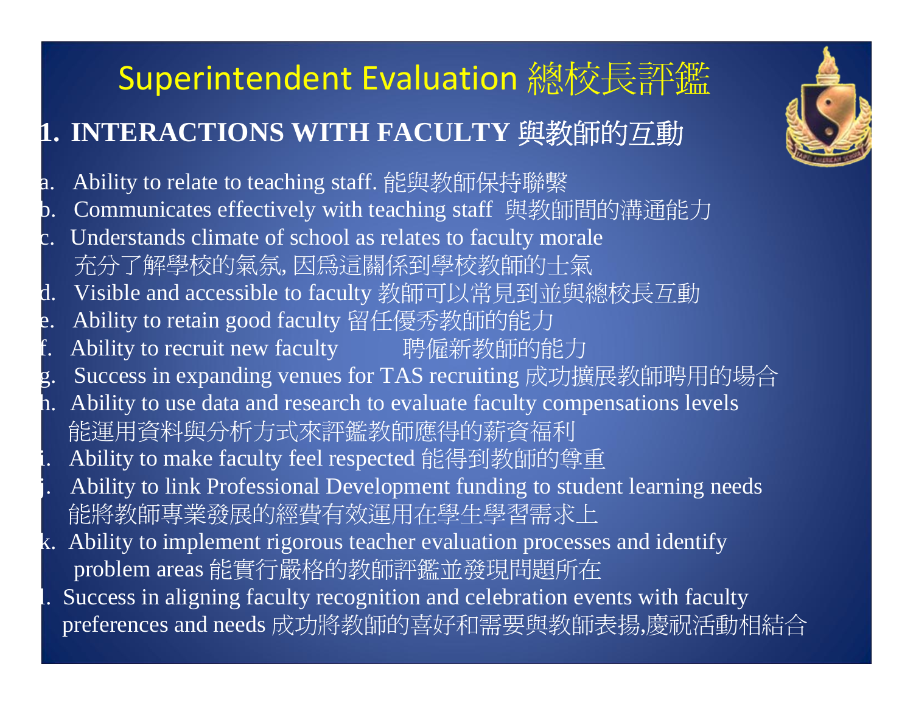# Superintendent Evaluation 總校長評鑑

## 1. INTERACTIONS WITH FACULTY 與教師的互動

a. Ability to relate to teaching staff. 能與教師保持聯繫
b. Communicates effectively with teaching staff 與教師間的溝通能力
c. Understands climate of school as relates to faculty morale
   充分了解學校的氣氛, 因爲這關係到學校教師的士氣
d. Visible and accessible to faculty 教師可以常見到並與總校長互動
e. Ability to retain good faculty 留任優秀教師的能力
f. Ability to recruit new faculty 聘僱新教師的能力
g. Success in expanding venues for TAS recruiting 成功擴展教師聘用的場合
h. Ability to use data and research to evaluate faculty compensations levels
   能運用資料與分析方式來評鑑教師應得的薪資福利
i. Ability to make faculty feel respected 能得到教師的尊重
j. Ability to link Professional Development funding to student learning needs
   能將教師專業發展的經費有效運用在學生學習需求上
k. Ability to implement rigorous teacher evaluation processes and identify problem areas 能實行嚴格的教師評鑑並發現問題所在
l. Success in aligning faculty recognition and celebration events with faculty preferences and needs 成功將教師的喜好和需要與教師表揚,慶祝活動相結合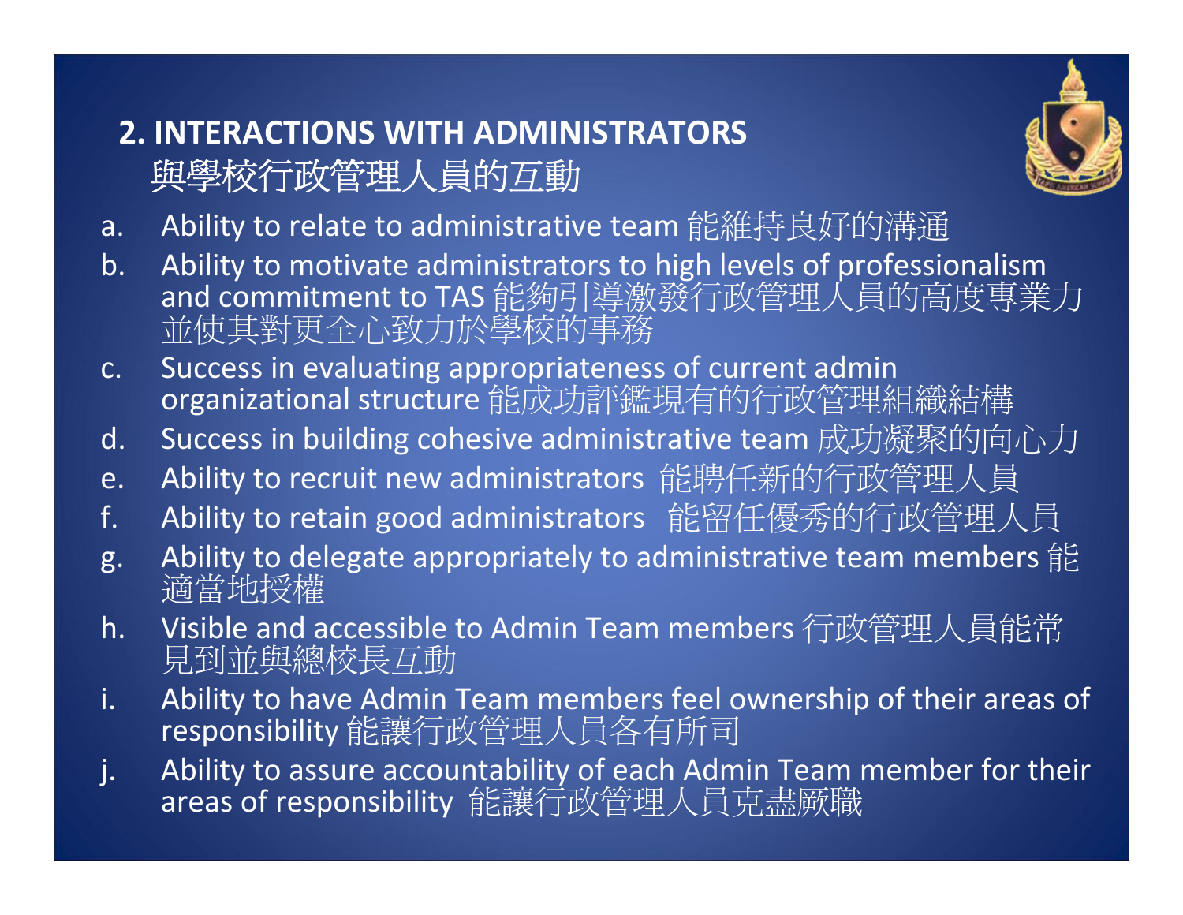## 2. INTERACTIONS WITH ADMINISTRATORS
## 與學校行政管理人員的互動

a. Ability to relate to administrative team 能維持良好的溝通
b. Ability to motivate administrators to high levels of professionalism and commitment to TAS 能夠引導激發行政管理人員的高度專業力並使其對更全心致力於學校的事務
c. Success in evaluating appropriateness of current admin organizational structure 能成功評鑑現有的行政管理組織結構
d. Success in building cohesive administrative team 成功凝聚的向心力
e. Ability to recruit new administrators 能聘任新的行政管理人員
f. Ability to retain good administrators 能留任優秀的行政管理人員
g. Ability to delegate appropriately to administrative team members 能適當地授權
h. Visible and accessible to Admin Team members 行政管理人員能常見到並與總校長互動
i. Ability to have Admin Team members feel ownership of their areas of responsibility 能讓行政管理人員各有所司
j. Ability to assure accountability of each Admin Team member for their areas of responsibility 能讓行政管理人員克盡厥職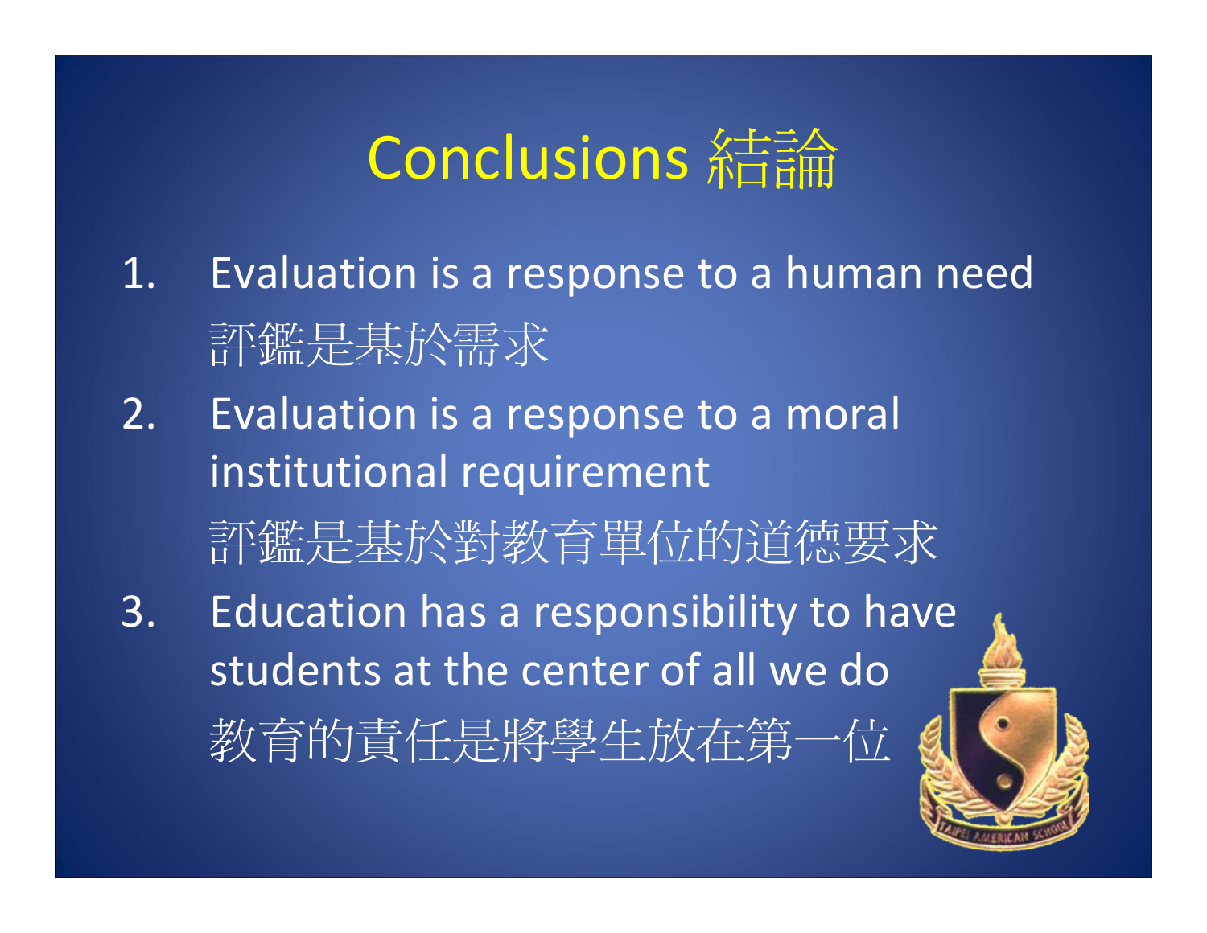# Conclusions 結論

1. Evaluation is a response to a human need
   評鑑是基於需求
2. Evaluation is a response to a moral institutional requirement
   評鑑是基於對教育單位的道德要求
3. Education has a responsibility to have students at the center of all we do
   教育的責任是將學生放在第一位